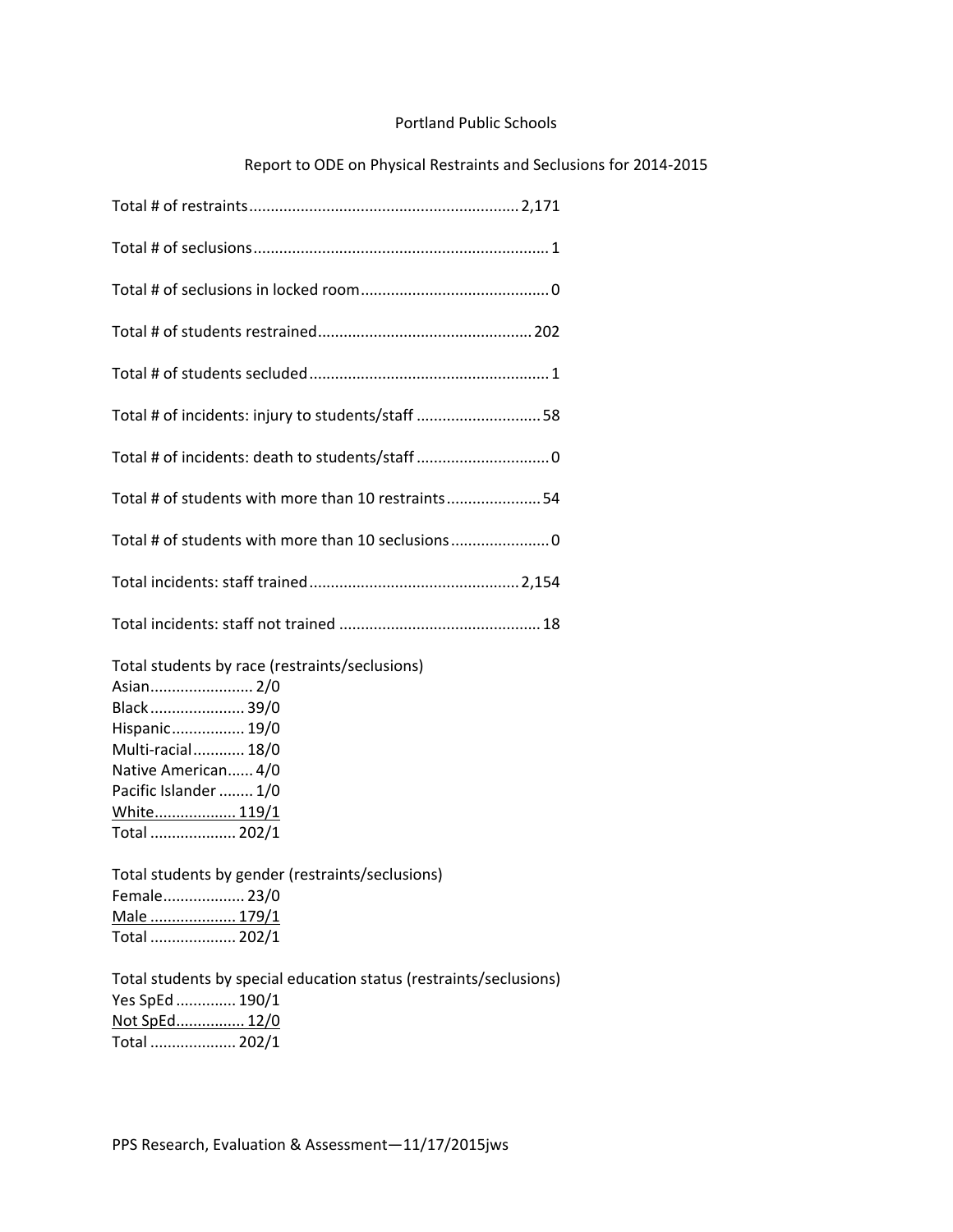Portland Public Schools

Report to ODE on Physical Restraints and Seclusions for 2014-2015

Total # of restraints.............................................................. 2,171

Total # of seclusions.................................................................... 1

Total # of seclusions in locked room........................................... 0

Total # of students restrained................................................. 202

Total # of students secluded....................................................... 1

Total # of incidents: injury to students/staff ............................ 58

Total # of incidents: death to students/staff .............................. 0

Total # of students with more than 10 restraints...................... 54

Total # of students with more than 10 seclusions....................... 0

Total incidents: staff trained................................................ 2,154

Total incidents: staff not trained .............................................. 18

Total students by race (restraints/seclusions)
Asian........................ 2/0
Black...................... 39/0
Hispanic................. 19/0
Multi-racial............ 18/0
Native American...... 4/0
Pacific Islander ........ 1/0
White.................. 119/1
Total .................... 202/1

Total students by gender (restraints/seclusions)
Female................... 23/0
Male .................... 179/1
Total .................... 202/1

Total students by special education status (restraints/seclusions)
Yes SpEd ............. 190/1
Not SpEd................ 12/0
Total .................... 202/1

PPS Research, Evaluation & Assessment—11/17/2015jws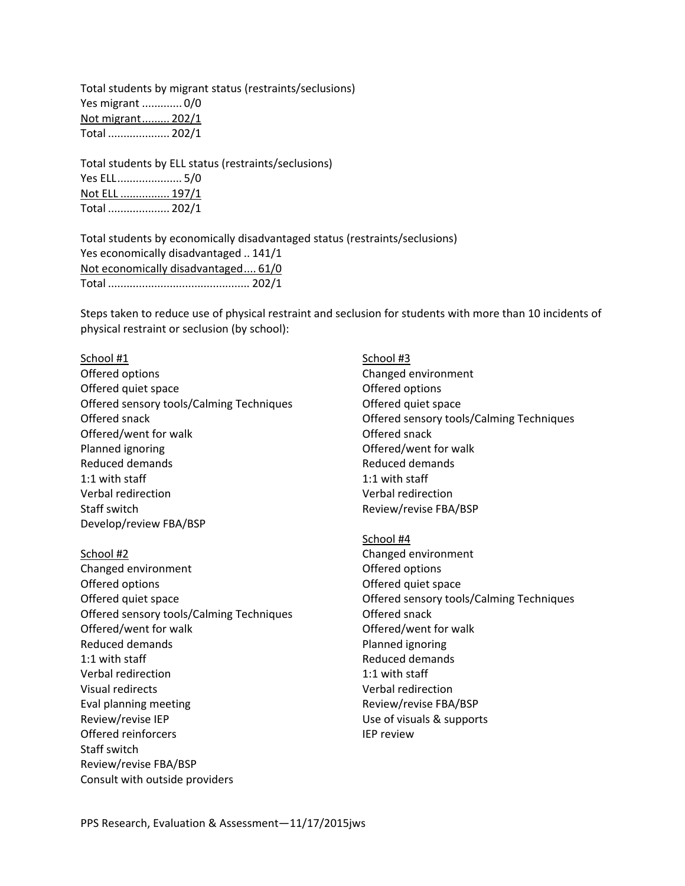Total students by migrant status (restraints/seclusions)
Yes migrant ............. 0/0
<u>Not migrant.......... 202/1</u>
Total .................... 202/1

Total students by ELL status (restraints/seclusions)
Yes ELL..................... 5/0
<u>Not ELL ................ 197/1</u>
Total .................... 202/1

Total students by economically disadvantaged status (restraints/seclusions)
Yes economically disadvantaged .. 141/1
<u>Not economically disadvantaged.... 61/0</u>
Total .............................................. 202/1

Steps taken to reduce use of physical restraint and seclusion for students with more than 10 incidents of physical restraint or seclusion (by school):

<u>School #1</u>
Offered options
Offered quiet space
Offered sensory tools/Calming Techniques
Offered snack
Offered/went for walk
Planned ignoring
Reduced demands
1:1 with staff
Verbal redirection
Staff switch
Develop/review FBA/BSP

<u>School #2</u>
Changed environment
Offered options
Offered quiet space
Offered sensory tools/Calming Techniques
Offered/went for walk
Reduced demands
1:1 with staff
Verbal redirection
Visual redirects
Eval planning meeting
Review/revise IEP
Offered reinforcers
Staff switch
Review/revise FBA/BSP
Consult with outside providers

<u>School #3</u>
Changed environment
Offered options
Offered quiet space
Offered sensory tools/Calming Techniques
Offered snack
Offered/went for walk
Reduced demands
1:1 with staff
Verbal redirection
Review/revise FBA/BSP

<u>School #4</u>
Changed environment
Offered options
Offered quiet space
Offered sensory tools/Calming Techniques
Offered snack
Offered/went for walk
Planned ignoring
Reduced demands
1:1 with staff
Verbal redirection
Review/revise FBA/BSP
Use of visuals & supports
IEP review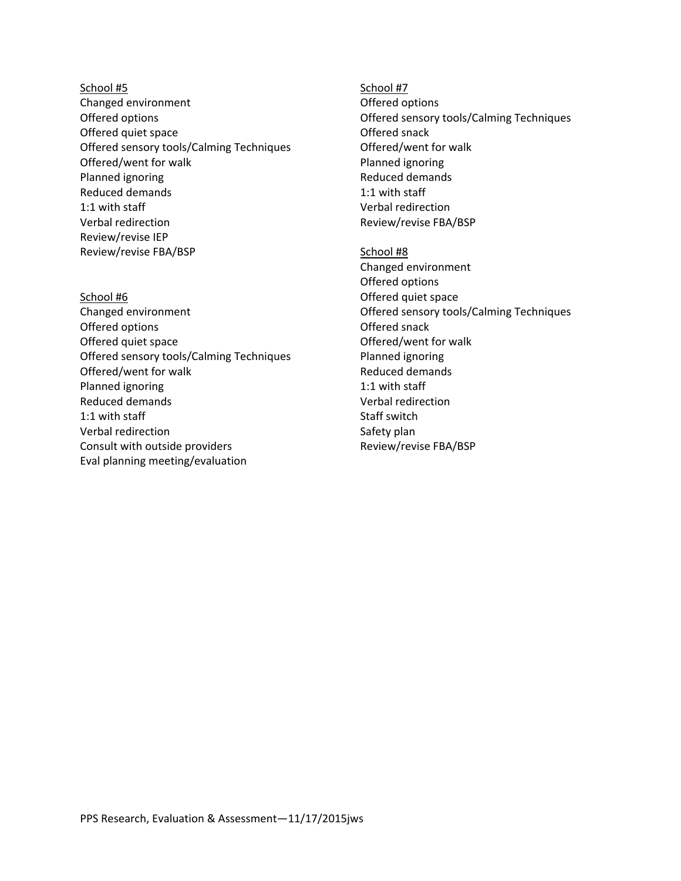School #5

Changed environment
Offered options
Offered quiet space
Offered sensory tools/Calming Techniques
Offered/went for walk
Planned ignoring
Reduced demands
1:1 with staff
Verbal redirection
Review/revise IEP
Review/revise FBA/BSP

School #6

Changed environment
Offered options
Offered quiet space
Offered sensory tools/Calming Techniques
Offered/went for walk
Planned ignoring
Reduced demands
1:1 with staff
Verbal redirection
Consult with outside providers
Eval planning meeting/evaluation

School #7

Offered options
Offered sensory tools/Calming Techniques
Offered snack
Offered/went for walk
Planned ignoring
Reduced demands
1:1 with staff
Verbal redirection
Review/revise FBA/BSP

School #8

Changed environment
Offered options
Offered quiet space
Offered sensory tools/Calming Techniques
Offered snack
Offered/went for walk
Planned ignoring
Reduced demands
1:1 with staff
Verbal redirection
Staff switch
Safety plan
Review/revise FBA/BSP